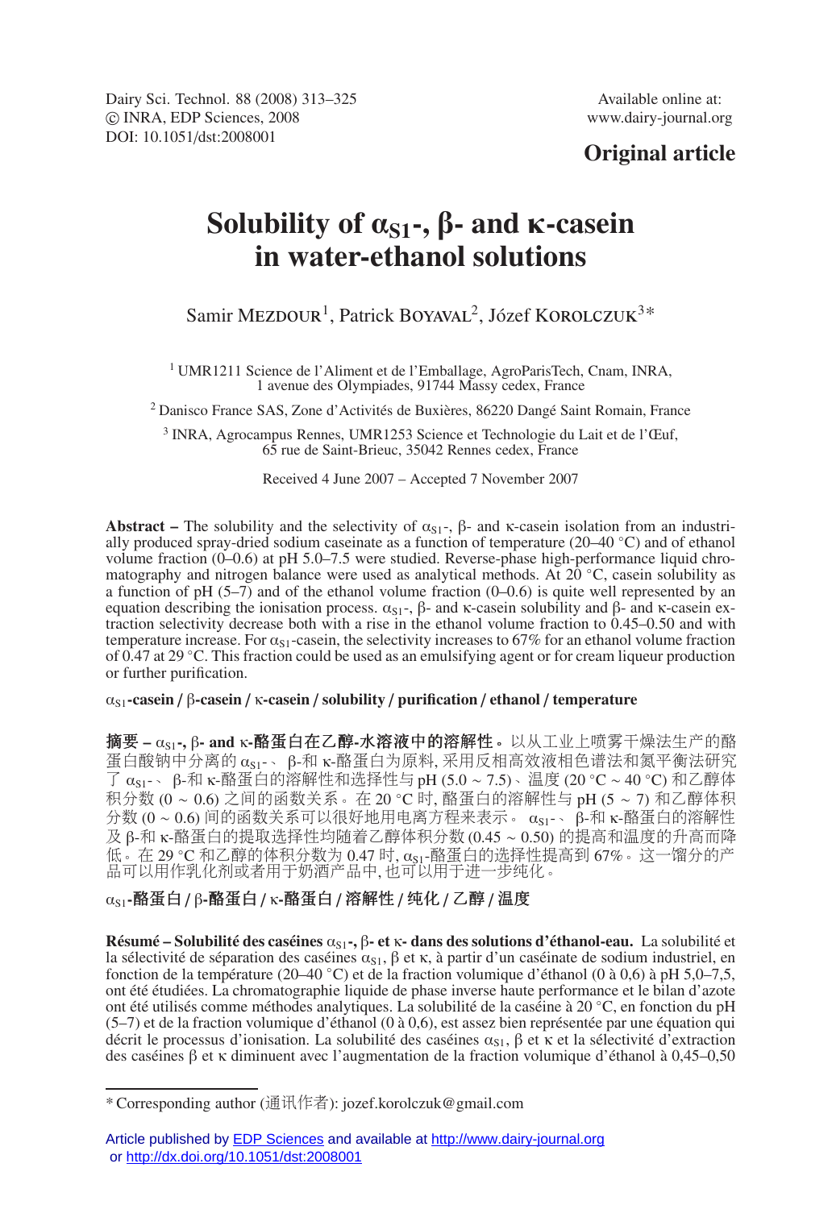Dairy Sci. Technol. 88 (2008) 313–325
© INRA, EDP Sciences, 2008
DOI: 10.1051/dst:2008001

Available online at:
www.dairy-journal.org

**Original article**

# Solubility of $\alpha_{S1}$-, β- and κ-casein in water-ethanol solutions

Samir Mezdour[1], Patrick Boyaval[2], Józef Korolczuk[3]*

[1] UMR1211 Science de l'Aliment et de l'Emballage, AgroParisTech, Cnam, INRA, 1 avenue des Olympiades, 91744 Massy cedex, France

[2] Danisco France SAS, Zone d'Activités de Buxières, 86220 Dangé Saint Romain, France

[3] INRA, Agrocampus Rennes, UMR1253 Science et Technologie du Lait et de l'Œuf, 65 rue de Saint-Brieuc, 35042 Rennes cedex, France

Received 4 June 2007 – Accepted 7 November 2007

**Abstract –** The solubility and the selectivity of $\alpha_{S1}$-, β- and κ-casein isolation from an industrially produced spray-dried sodium caseinate as a function of temperature (20–40 °C) and of ethanol volume fraction (0–0.6) at pH 5.0–7.5 were studied. Reverse-phase high-performance liquid chromatography and nitrogen balance were used as analytical methods. At 20 °C, casein solubility as a function of pH (5–7) and of the ethanol volume fraction (0–0.6) is quite well represented by an equation describing the ionisation process. $\alpha_{S1}$-, β- and κ-casein solubility and β- and κ-casein extraction selectivity decrease both with a rise in the ethanol volume fraction to 0.45–0.50 and with temperature increase. For $\alpha_{S1}$-casein, the selectivity increases to 67% for an ethanol volume fraction of 0.47 at 29 °C. This fraction could be used as an emulsifying agent or for cream liqueur production or further purification.

**$\alpha_{S1}$-casein / β-casein / κ-casein / solubility / purification / ethanol / temperature**

**摘要 – $\alpha_{S1}$-, β- and κ-酪蛋白在乙醇-水溶液中的溶解性。**以从工业上喷雾干燥法生产的酪蛋白酸钠中分离的 $\alpha_{S1}$-、β-和 κ-酪蛋白为原料, 采用反相高效液相色谱法和氮平衡法研究了 $\alpha_{S1}$-、β-和 κ-酪蛋白的溶解性和选择性与 pH (5.0 ~ 7.5)、温度 (20 °C ~ 40 °C) 和乙醇体积分数 (0 ~ 0.6) 之间的函数关系。在 20 °C 时, 酪蛋白的溶解性与 pH (5 ~ 7) 和乙醇体积分数 (0 ~ 0.6) 间的函数关系可以很好地用电离方程来表示。$\alpha_{S1}$-、β-和 κ-酪蛋白的溶解性及 β-和 κ-酪蛋白的提取选择性均随着乙醇体积分数 (0.45 ~ 0.50) 的提高和温度的升高而降低。在 29 °C 和乙醇的体积分数为 0.47 时, $\alpha_{S1}$-酪蛋白的选择性提高到 67%。这一馏分的产品可以用作乳化剂或者用于奶酒产品中, 也可以用于进一步纯化。

**$\alpha_{S1}$-酪蛋白 / β-酪蛋白 / κ-酪蛋白 / 溶解性 / 纯化 / 乙醇 / 温度**

**Résumé – Solubilité des caséines $\alpha_{S1}$-, β- et κ- dans des solutions d'éthanol-eau.** La solubilité et la sélectivité de séparation des caséines $\alpha_{S1}$, β et κ, à partir d'un caséinate de sodium industriel, en fonction de la température (20–40 °C) et de la fraction volumique d'éthanol (0 à 0,6) à pH 5,0–7,5, ont été étudiées. La chromatographie liquide de phase inverse haute performance et le bilan d'azote ont été utilisés comme méthodes analytiques. La solubilité de la caséine à 20 °C, en fonction du pH (5–7) et de la fraction volumique d'éthanol (0 à 0,6), est assez bien représentée par une équation qui décrit le processus d'ionisation. La solubilité des caséines $\alpha_{S1}$, β et κ et la sélectivité d'extraction des caséines β et κ diminuent avec l'augmentation de la fraction volumique d'éthanol à 0,45–0,50

* Corresponding author (通讯作者): jozef.korolczuk@gmail.com

Article published by EDP Sciences and available at http://www.dairy-journal.org or http://dx.doi.org/10.1051/dst:2008001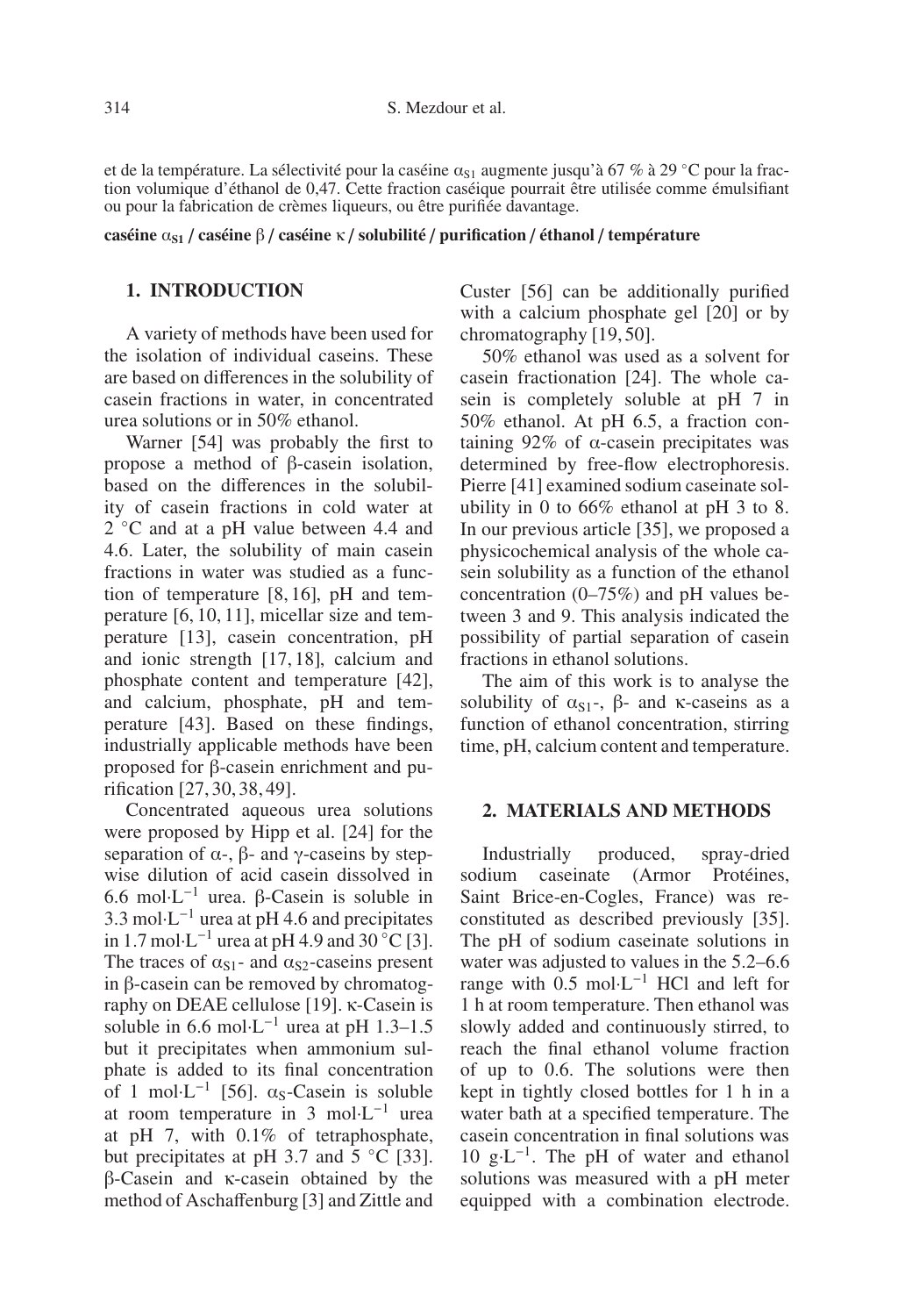et de la température. La sélectivité pour la caséine $\alpha_{S1}$ augmente jusqu'à 67 % à 29 °C pour la fraction volumique d'éthanol de 0,47. Cette fraction caséique pourrait être utilisée comme émulsifiant ou pour la fabrication de crèmes liqueurs, ou être purifiée davantage.

**caséine $\alpha_{S1}$ / caséine β / caséine κ / solubilité / purification / éthanol / température**

## 1. INTRODUCTION

A variety of methods have been used for the isolation of individual caseins. These are based on differences in the solubility of casein fractions in water, in concentrated urea solutions or in 50% ethanol.

Warner [54] was probably the first to propose a method of β-casein isolation, based on the differences in the solubility of casein fractions in cold water at 2 °C and at a pH value between 4.4 and 4.6. Later, the solubility of main casein fractions in water was studied as a function of temperature [8, 16], pH and temperature [6, 10, 11], micellar size and temperature [13], casein concentration, pH and ionic strength [17, 18], calcium and phosphate content and temperature [42], and calcium, phosphate, pH and temperature [43]. Based on these findings, industrially applicable methods have been proposed for β-casein enrichment and purification [27, 30, 38, 49].

Concentrated aqueous urea solutions were proposed by Hipp et al. [24] for the separation of α-, β- and γ-caseins by stepwise dilution of acid casein dissolved in 6.6 mol·L$^{-1}$ urea. β-Casein is soluble in 3.3 mol·L$^{-1}$ urea at pH 4.6 and precipitates in 1.7 mol·L$^{-1}$ urea at pH 4.9 and 30 °C [3]. The traces of $\alpha_{S1}$- and $\alpha_{S2}$-caseins present in β-casein can be removed by chromatography on DEAE cellulose [19]. κ-Casein is soluble in 6.6 mol·L$^{-1}$ urea at pH 1.3–1.5 but it precipitates when ammonium sulphate is added to its final concentration of 1 mol·L$^{-1}$ [56]. $\alpha_S$-Casein is soluble at room temperature in 3 mol·L$^{-1}$ urea at pH 7, with 0.1% of tetraphosphate, but precipitates at pH 3.7 and 5 °C [33]. β-Casein and κ-casein obtained by the method of Aschaffenburg [3] and Zittle and Custer [56] can be additionally purified with a calcium phosphate gel [20] or by chromatography [19, 50].

50% ethanol was used as a solvent for casein fractionation [24]. The whole casein is completely soluble at pH 7 in 50% ethanol. At pH 6.5, a fraction containing 92% of α-casein precipitates was determined by free-flow electrophoresis. Pierre [41] examined sodium caseinate solubility in 0 to 66% ethanol at pH 3 to 8. In our previous article [35], we proposed a physicochemical analysis of the whole casein solubility as a function of the ethanol concentration (0–75%) and pH values between 3 and 9. This analysis indicated the possibility of partial separation of casein fractions in ethanol solutions.

The aim of this work is to analyse the solubility of $\alpha_{S1}$-, β- and κ-caseins as a function of ethanol concentration, stirring time, pH, calcium content and temperature.

## 2. MATERIALS AND METHODS

Industrially produced, spray-dried sodium caseinate (Armor Protéines, Saint Brice-en-Cogles, France) was reconstituted as described previously [35]. The pH of sodium caseinate solutions in water was adjusted to values in the 5.2–6.6 range with 0.5 mol·L$^{-1}$ HCl and left for 1 h at room temperature. Then ethanol was slowly added and continuously stirred, to reach the final ethanol volume fraction of up to 0.6. The solutions were then kept in tightly closed bottles for 1 h in a water bath at a specified temperature. The casein concentration in final solutions was 10 g·L$^{-1}$. The pH of water and ethanol solutions was measured with a pH meter equipped with a combination electrode.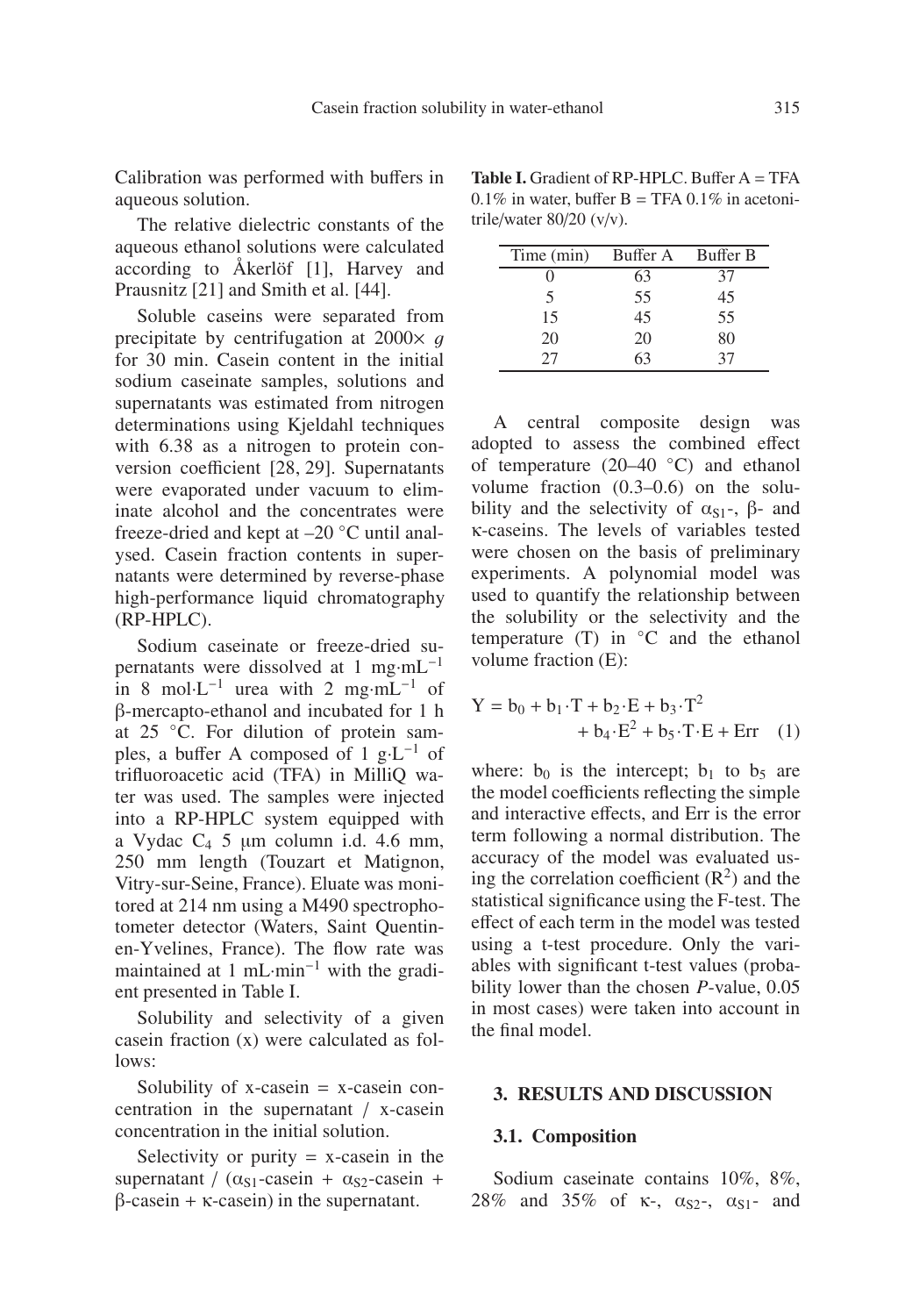Calibration was performed with buffers in aqueous solution.

The relative dielectric constants of the aqueous ethanol solutions were calculated according to Åkerlöf [1], Harvey and Prausnitz [21] and Smith et al. [44].

Soluble caseins were separated from precipitate by centrifugation at 2000× *g* for 30 min. Casein content in the initial sodium caseinate samples, solutions and supernatants was estimated from nitrogen determinations using Kjeldahl techniques with 6.38 as a nitrogen to protein conversion coefficient [28, 29]. Supernatants were evaporated under vacuum to eliminate alcohol and the concentrates were freeze-dried and kept at –20 °C until analysed. Casein fraction contents in supernatants were determined by reverse-phase high-performance liquid chromatography (RP-HPLC).

Sodium caseinate or freeze-dried supernatants were dissolved at 1 $mg \cdot mL^{-1}$ in 8 $mol \cdot L^{-1}$ urea with 2 $mg \cdot mL^{-1}$ of β-mercapto-ethanol and incubated for 1 h at 25 °C. For dilution of protein samples, a buffer A composed of 1 $g \cdot L^{-1}$ of trifluoroacetic acid (TFA) in MilliQ water was used. The samples were injected into a RP-HPLC system equipped with a Vydac $C_4$ 5 μm column i.d. 4.6 mm, 250 mm length (Touzart et Matignon, Vitry-sur-Seine, France). Eluate was monitored at 214 nm using a M490 spectrophotometer detector (Waters, Saint Quentin-en-Yvelines, France). The flow rate was maintained at 1 $mL \cdot min^{-1}$ with the gradient presented in Table I.

Solubility and selectivity of a given casein fraction (x) were calculated as follows:

Solubility of x-casein = x-casein concentration in the supernatant / x-casein concentration in the initial solution.

Selectivity or purity = x-casein in the supernatant / ($\alpha_{S1}$-casein + $\alpha_{S2}$-casein + β-casein + κ-casein) in the supernatant.

**Table I.** Gradient of RP-HPLC. Buffer A = TFA 0.1% in water, buffer B = TFA 0.1% in acetonitrile/water 80/20 (v/v).

| Time (min) | Buffer A | Buffer B |
|---|---|---|
| 0 | 63 | 37 |
| 5 | 55 | 45 |
| 15 | 45 | 55 |
| 20 | 20 | 80 |
| 27 | 63 | 37 |

A central composite design was adopted to assess the combined effect of temperature (20–40 °C) and ethanol volume fraction (0.3–0.6) on the solubility and the selectivity of $\alpha_{S1}$-, β- and κ-caseins. The levels of variables tested were chosen on the basis of preliminary experiments. A polynomial model was used to quantify the relationship between the solubility or the selectivity and the temperature (T) in °C and the ethanol volume fraction (E):

$$Y = b_0 + b_1 \cdot T + b_2 \cdot E + b_3 \cdot T^2 + b_4 \cdot E^2 + b_5 \cdot T \cdot E + Err \quad (1)$$

where: $b_0$ is the intercept; $b_1$ to $b_5$ are the model coefficients reflecting the simple and interactive effects, and Err is the error term following a normal distribution. The accuracy of the model was evaluated using the correlation coefficient ($R^2$) and the statistical significance using the F-test. The effect of each term in the model was tested using a t-test procedure. Only the variables with significant t-test values (probability lower than the chosen *P*-value, 0.05 in most cases) were taken into account in the final model.

## 3. RESULTS AND DISCUSSION

### 3.1. Composition

Sodium caseinate contains 10%, 8%, 28% and 35% of κ-, $\alpha_{S2}$-, $\alpha_{S1}$- and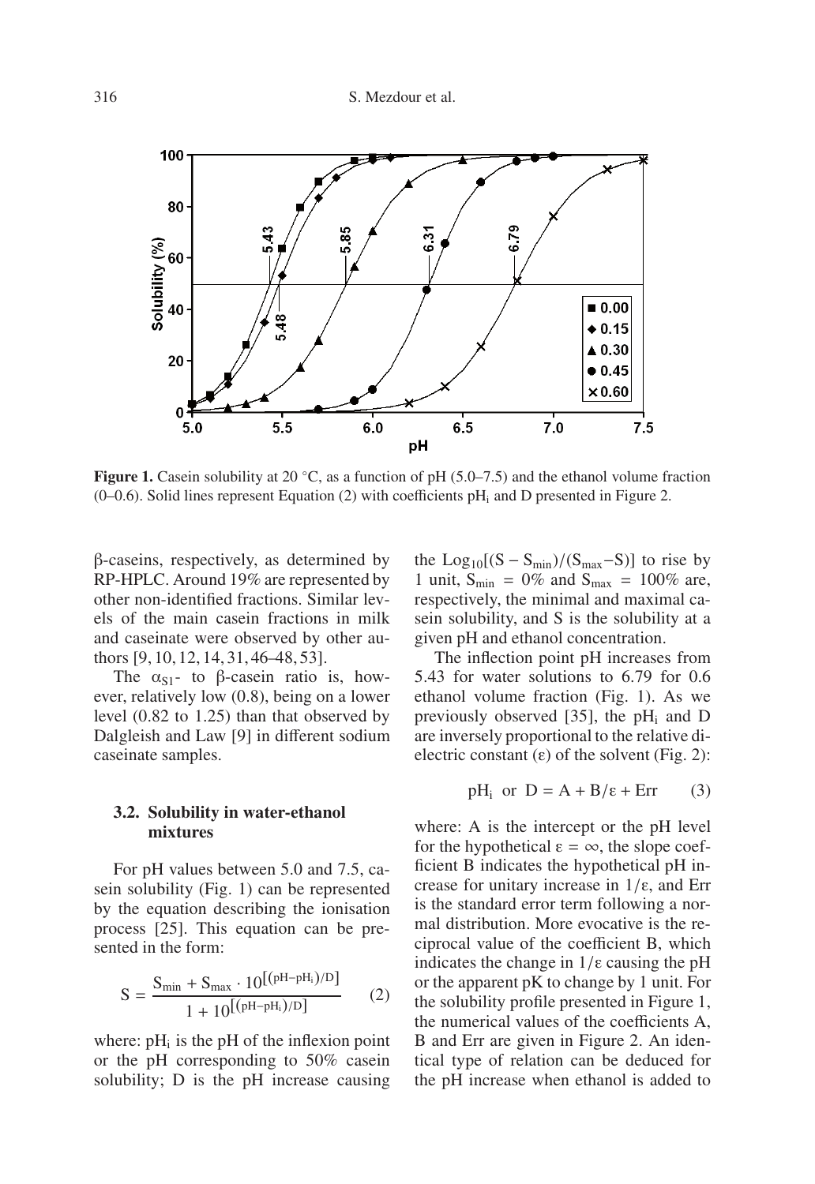**Figure 1.** Casein solubility at 20 °C, as a function of pH (5.0–7.5) and the ethanol volume fraction (0–0.6). Solid lines represent Equation (2) with coefficients $pH_i$ and D presented in Figure 2.

β-caseins, respectively, as determined by RP-HPLC. Around 19% are represented by other non-identified fractions. Similar levels of the main casein fractions in milk and caseinate were observed by other authors [9, 10, 12, 14, 31, 46–48, 53].

The $\alpha_{S1}$- to β-casein ratio is, however, relatively low (0.8), being on a lower level (0.82 to 1.25) than that observed by Dalgleish and Law [9] in different sodium caseinate samples.

### 3.2. Solubility in water-ethanol mixtures

For pH values between 5.0 and 7.5, casein solubility (Fig. 1) can be represented by the equation describing the ionisation process [25]. This equation can be presented in the form:

$$S = \frac{S_{min} + S_{max} \cdot 10^{[(pH - pH_i)/D]}}{1 + 10^{[(pH - pH_i)/D]}} \qquad (2)$$

where: $pH_i$ is the pH of the inflexion point or the pH corresponding to 50% casein solubility; D is the pH increase causing the $Log_{10}[(S - S_{min})/(S_{max} - S)]$ to rise by 1 unit, $S_{min} = 0\%$ and $S_{max} = 100\%$ are, respectively, the minimal and maximal casein solubility, and S is the solubility at a given pH and ethanol concentration.

The inflection point pH increases from 5.43 for water solutions to 6.79 for 0.6 ethanol volume fraction (Fig. 1). As we previously observed [35], the $pH_i$ and D are inversely proportional to the relative dielectric constant (ε) of the solvent (Fig. 2):

$$pH_i \text{ or } D = A + B/\varepsilon + Err \qquad (3)$$

where: A is the intercept or the pH level for the hypothetical $\varepsilon = \infty$, the slope coefficient B indicates the hypothetical pH increase for unitary increase in $1/\varepsilon$, and Err is the standard error term following a normal distribution. More evocative is the reciprocal value of the coefficient B, which indicates the change in $1/\varepsilon$ causing the pH or the apparent pK to change by 1 unit. For the solubility profile presented in Figure 1, the numerical values of the coefficients A, B and Err are given in Figure 2. An identical type of relation can be deduced for the pH increase when ethanol is added to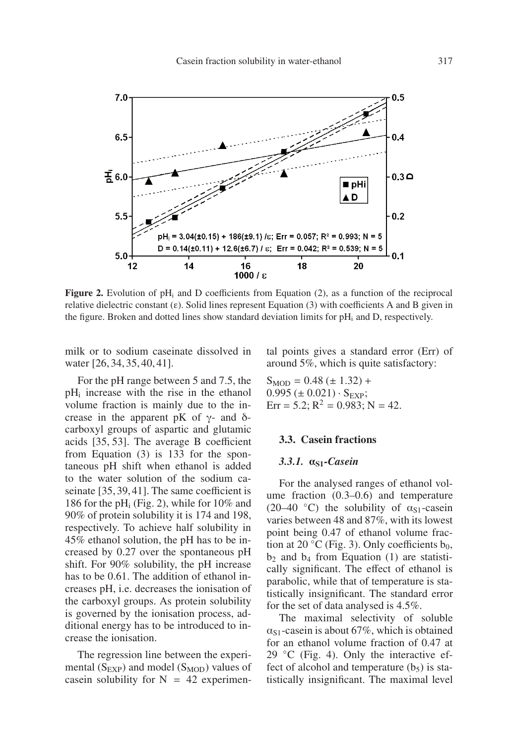**Figure 2.** Evolution of $pH_i$ and D coefficients from Equation (2), as a function of the reciprocal relative dielectric constant ($\varepsilon$). Solid lines represent Equation (3) with coefficients A and B given in the figure. Broken and dotted lines show standard deviation limits for $pH_i$ and D, respectively.

milk or to sodium caseinate dissolved in water [26, 34, 35, 40, 41].

For the pH range between 5 and 7.5, the $pH_i$ increase with the rise in the ethanol volume fraction is mainly due to the increase in the apparent pK of $\gamma$- and $\delta$-carboxyl groups of aspartic and glutamic acids [35, 53]. The average B coefficient from Equation (3) is 133 for the spontaneous pH shift when ethanol is added to the water solution of the sodium caseinate [35, 39, 41]. The same coefficient is 186 for the $pH_i$ (Fig. 2), while for 10% and 90% of protein solubility it is 174 and 198, respectively. To achieve half solubility in 45% ethanol solution, the pH has to be increased by 0.27 over the spontaneous pH shift. For 90% solubility, the pH increase has to be 0.61. The addition of ethanol increases pH, i.e. decreases the ionisation of the carboxyl groups. As protein solubility is governed by the ionisation process, additional energy has to be introduced to increase the ionisation.

The regression line between the experimental ($S_{EXP}$) and model ($S_{MOD}$) values of casein solubility for N = 42 experimental points gives a standard error (Err) of around 5%, which is quite satisfactory:

$$S_{MOD} = 0.48\ (\pm\ 1.32) + 0.995\ (\pm\ 0.021) \cdot S_{EXP};$$
$$Err = 5.2;\ R^2 = 0.983;\ N = 42.$$

### 3.3. Casein fractions

#### 3.3.1. $\alpha_{S1}$-*Casein*

For the analysed ranges of ethanol volume fraction (0.3–0.6) and temperature (20–40 °C) the solubility of $\alpha_{S1}$-casein varies between 48 and 87%, with its lowest point being 0.47 of ethanol volume fraction at 20 °C (Fig. 3). Only coefficients $b_0$, $b_2$ and $b_4$ from Equation (1) are statistically significant. The effect of ethanol is parabolic, while that of temperature is statistically insignificant. The standard error for the set of data analysed is 4.5%.

The maximal selectivity of soluble $\alpha_{S1}$-casein is about 67%, which is obtained for an ethanol volume fraction of 0.47 at 29 °C (Fig. 4). Only the interactive effect of alcohol and temperature ($b_5$) is statistically insignificant. The maximal level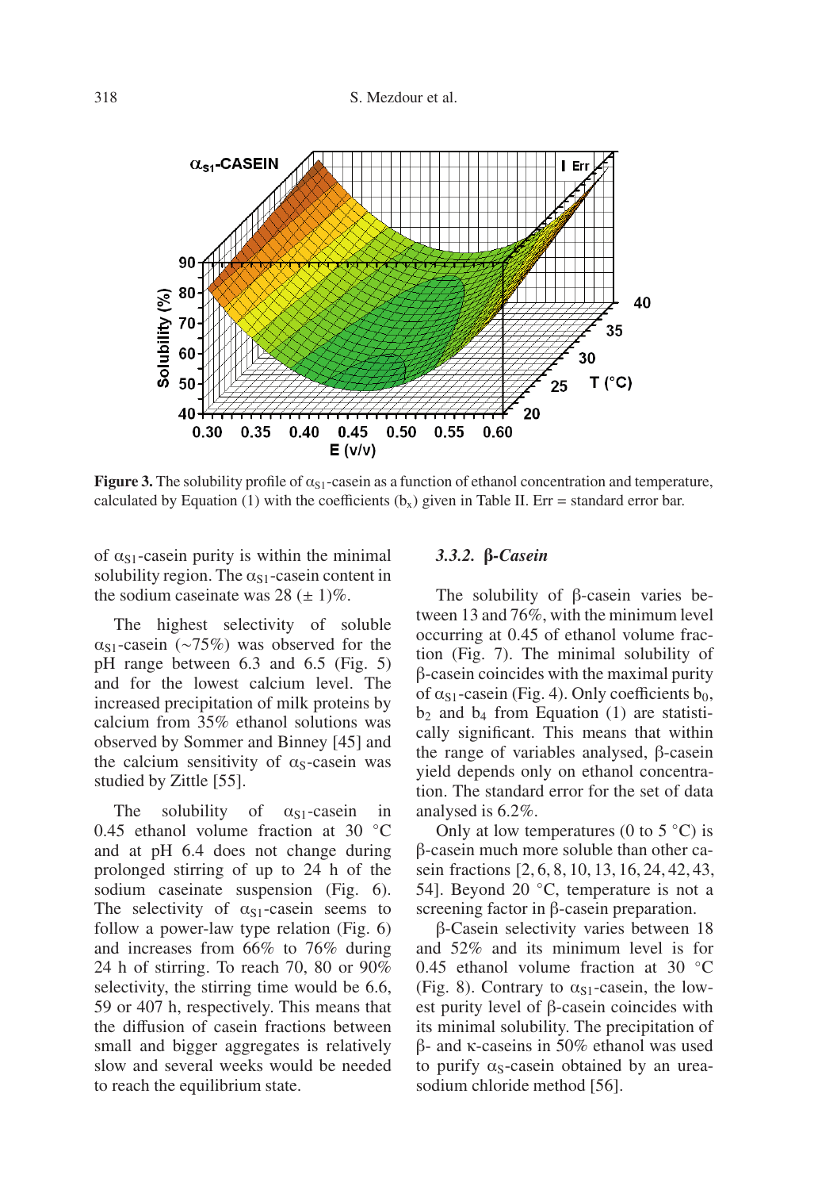**Figure 3.** The solubility profile of $\alpha_{S1}$-casein as a function of ethanol concentration and temperature, calculated by Equation (1) with the coefficients ($b_x$) given in Table II. Err = standard error bar.

of $\alpha_{S1}$-casein purity is within the minimal solubility region. The $\alpha_{S1}$-casein content in the sodium caseinate was 28 (± 1)%.

The highest selectivity of soluble $\alpha_{S1}$-casein (~75%) was observed for the pH range between 6.3 and 6.5 (Fig. 5) and for the lowest calcium level. The increased precipitation of milk proteins by calcium from 35% ethanol solutions was observed by Sommer and Binney [45] and the calcium sensitivity of $\alpha_S$-casein was studied by Zittle [55].

The solubility of $\alpha_{S1}$-casein in 0.45 ethanol volume fraction at 30 °C and at pH 6.4 does not change during prolonged stirring of up to 24 h of the sodium caseinate suspension (Fig. 6). The selectivity of $\alpha_{S1}$-casein seems to follow a power-law type relation (Fig. 6) and increases from 66% to 76% during 24 h of stirring. To reach 70, 80 or 90% selectivity, the stirring time would be 6.6, 59 or 407 h, respectively. This means that the diffusion of casein fractions between small and bigger aggregates is relatively slow and several weeks would be needed to reach the equilibrium state.

### 3.3.2. β-Casein

The solubility of β-casein varies between 13 and 76%, with the minimum level occurring at 0.45 of ethanol volume fraction (Fig. 7). The minimal solubility of β-casein coincides with the maximal purity of $\alpha_{S1}$-casein (Fig. 4). Only coefficients $b_0$, $b_2$ and $b_4$ from Equation (1) are statistically significant. This means that within the range of variables analysed, β-casein yield depends only on ethanol concentration. The standard error for the set of data analysed is 6.2%.

Only at low temperatures (0 to 5 °C) is β-casein much more soluble than other casein fractions [2, 6, 8, 10, 13, 16, 24, 42, 43, 54]. Beyond 20 °C, temperature is not a screening factor in β-casein preparation.

β-Casein selectivity varies between 18 and 52% and its minimum level is for 0.45 ethanol volume fraction at 30 °C (Fig. 8). Contrary to $\alpha_{S1}$-casein, the lowest purity level of β-casein coincides with its minimal solubility. The precipitation of β- and κ-caseins in 50% ethanol was used to purify $\alpha_S$-casein obtained by an urea-sodium chloride method [56].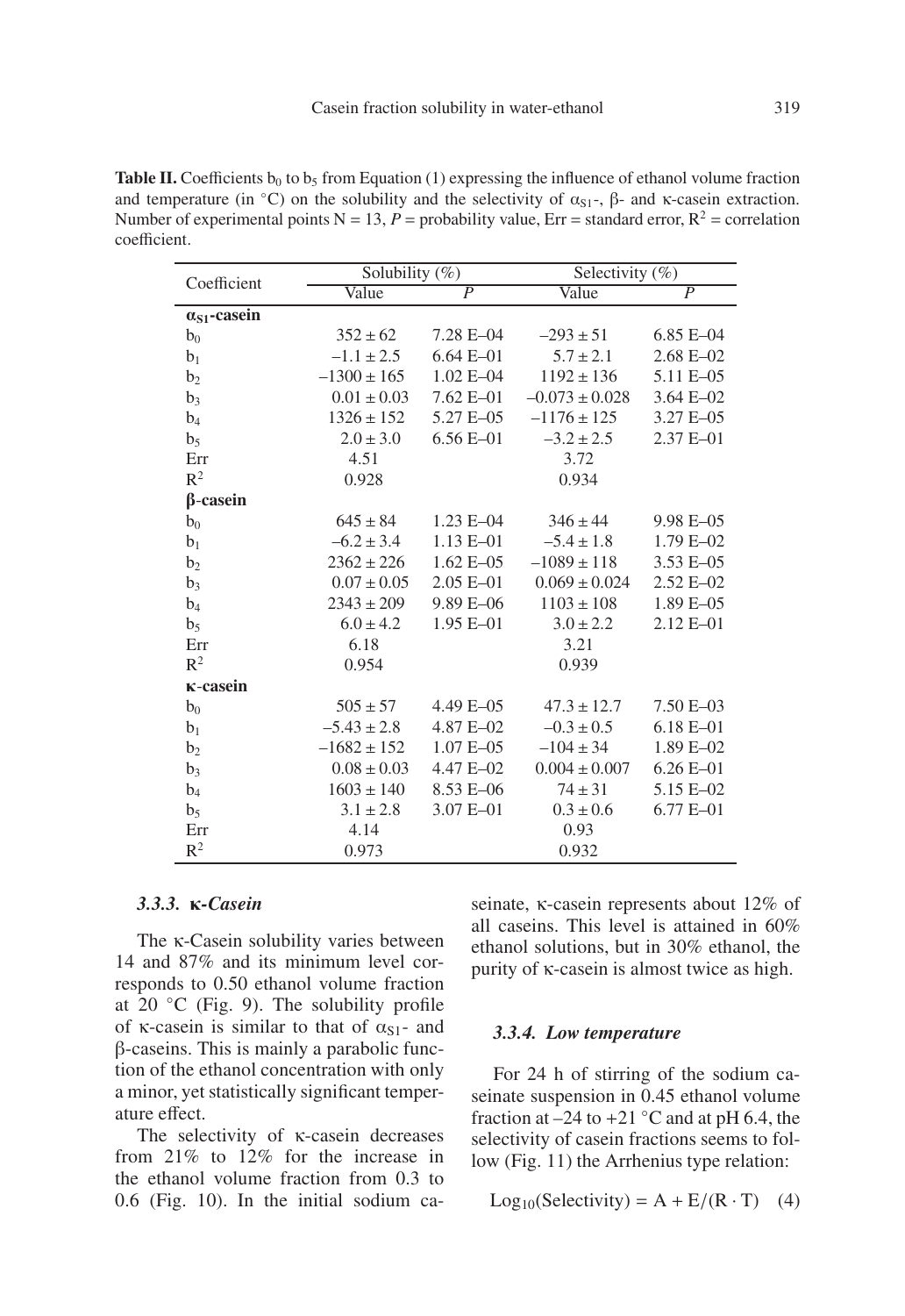**Table II.** Coefficients $b_0$ to $b_5$ from Equation (1) expressing the influence of ethanol volume fraction and temperature (in °C) on the solubility and the selectivity of $\alpha_{S1}$-, β- and κ-casein extraction. Number of experimental points N = 13, *P* = probability value, Err = standard error, $R^2$ = correlation coefficient.

| Coefficient | Solubility (%) | | Selectivity (%) | |
|---|---|---|---|---|
| | Value | *P* | Value | *P* |
| **$\alpha_{S1}$-casein** | | | | |
| $b_0$ | 352 ± 62 | 7.28 E–04 | –293 ± 51 | 6.85 E–04 |
| $b_1$ | –1.1 ± 2.5 | 6.64 E–01 | 5.7 ± 2.1 | 2.68 E–02 |
| $b_2$ | –1300 ± 165 | 1.02 E–04 | 1192 ± 136 | 5.11 E–05 |
| $b_3$ | 0.01 ± 0.03 | 7.62 E–01 | –0.073 ± 0.028 | 3.64 E–02 |
| $b_4$ | 1326 ± 152 | 5.27 E–05 | –1176 ± 125 | 3.27 E–05 |
| $b_5$ | 2.0 ± 3.0 | 6.56 E–01 | –3.2 ± 2.5 | 2.37 E–01 |
| Err | 4.51 | | 3.72 | |
| $R^2$ | 0.928 | | 0.934 | |
| **β-casein** | | | | |
| $b_0$ | 645 ± 84 | 1.23 E–04 | 346 ± 44 | 9.98 E–05 |
| $b_1$ | –6.2 ± 3.4 | 1.13 E–01 | –5.4 ± 1.8 | 1.79 E–02 |
| $b_2$ | 2362 ± 226 | 1.62 E–05 | –1089 ± 118 | 3.53 E–05 |
| $b_3$ | 0.07 ± 0.05 | 2.05 E–01 | 0.069 ± 0.024 | 2.52 E–02 |
| $b_4$ | 2343 ± 209 | 9.89 E–06 | 1103 ± 108 | 1.89 E–05 |
| $b_5$ | 6.0 ± 4.2 | 1.95 E–01 | 3.0 ± 2.2 | 2.12 E–01 |
| Err | 6.18 | | 3.21 | |
| $R^2$ | 0.954 | | 0.939 | |
| **κ-casein** | | | | |
| $b_0$ | 505 ± 57 | 4.49 E–05 | 47.3 ± 12.7 | 7.50 E–03 |
| $b_1$ | –5.43 ± 2.8 | 4.87 E–02 | –0.3 ± 0.5 | 6.18 E–01 |
| $b_2$ | –1682 ± 152 | 1.07 E–05 | –104 ± 34 | 1.89 E–02 |
| $b_3$ | 0.08 ± 0.03 | 4.47 E–02 | 0.004 ± 0.007 | 6.26 E–01 |
| $b_4$ | 1603 ± 140 | 8.53 E–06 | 74 ± 31 | 5.15 E–02 |
| $b_5$ | 3.1 ± 2.8 | 3.07 E–01 | 0.3 ± 0.6 | 6.77 E–01 |
| Err | 4.14 | | 0.93 | |
| $R^2$ | 0.973 | | 0.932 | |

### 3.3.3. κ-Casein

The κ-Casein solubility varies between 14 and 87% and its minimum level corresponds to 0.50 ethanol volume fraction at 20 °C (Fig. 9). The solubility profile of κ-casein is similar to that of $\alpha_{S1}$- and β-caseins. This is mainly a parabolic function of the ethanol concentration with only a minor, yet statistically significant temperature effect.

The selectivity of κ-casein decreases from 21% to 12% for the increase in the ethanol volume fraction from 0.3 to 0.6 (Fig. 10). In the initial sodium caseinate, κ-casein represents about 12% of all caseins. This level is attained in 60% ethanol solutions, but in 30% ethanol, the purity of κ-casein is almost twice as high.

### 3.3.4. Low temperature

For 24 h of stirring of the sodium caseinate suspension in 0.45 ethanol volume fraction at –24 to +21 °C and at pH 6.4, the selectivity of casein fractions seems to follow (Fig. 11) the Arrhenius type relation:

$$\mathrm{Log}_{10}(\mathrm{Selectivity}) = A + E/(R \cdot T) \quad (4)$$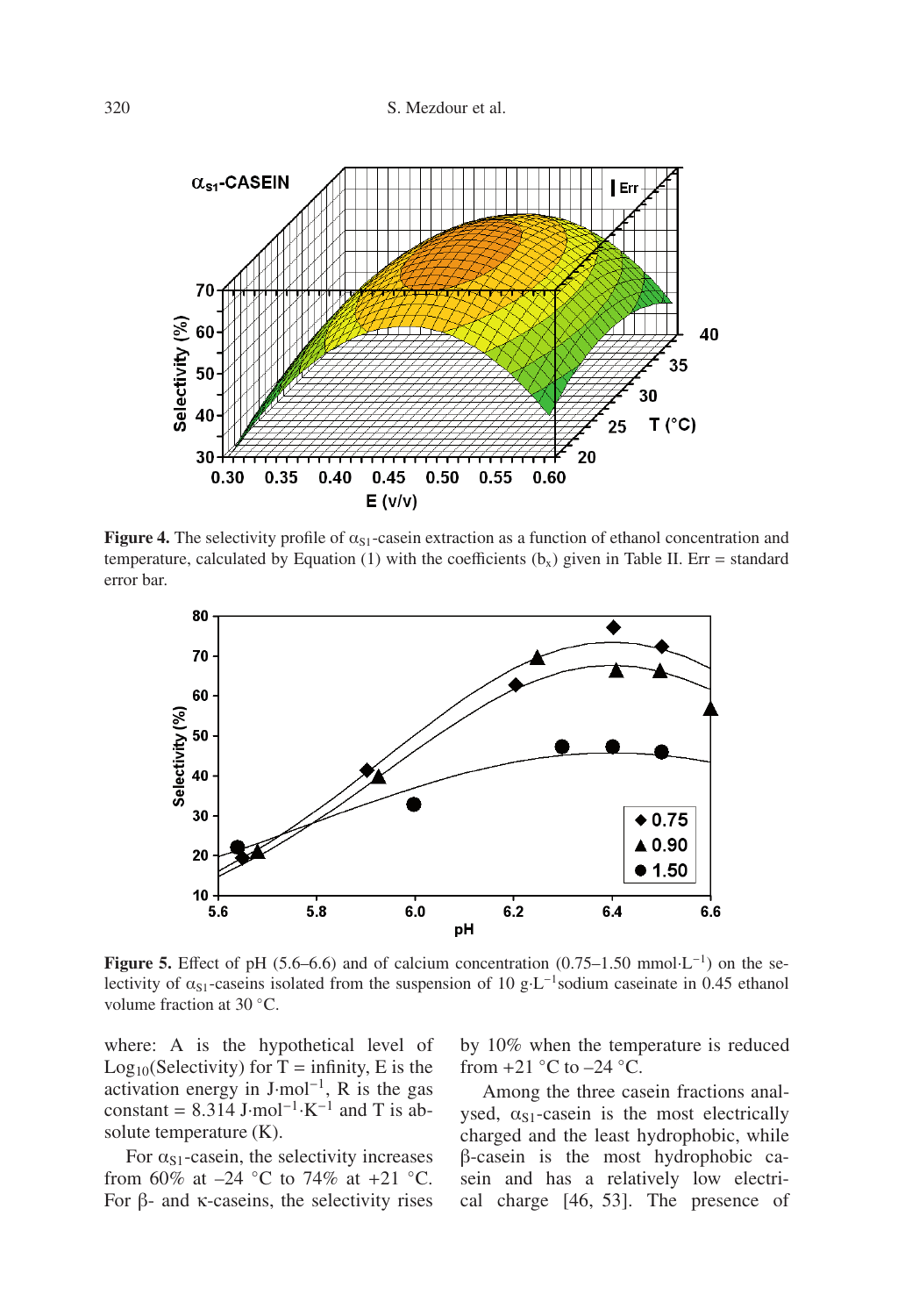**Figure 4.** The selectivity profile of $\alpha_{S1}$-casein extraction as a function of ethanol concentration and temperature, calculated by Equation (1) with the coefficients ($b_x$) given in Table II. Err = standard error bar.

**Figure 5.** Effect of pH (5.6–6.6) and of calcium concentration (0.75–1.50 $mmol \cdot L^{-1}$) on the selectivity of $\alpha_{S1}$-caseins isolated from the suspension of 10 $g \cdot L^{-1}$sodium caseinate in 0.45 ethanol volume fraction at 30 °C.

where: A is the hypothetical level of $Log_{10}$(Selectivity) for T = infinity, E is the activation energy in $J \cdot mol^{-1}$, R is the gas constant = 8.314 $J \cdot mol^{-1} \cdot K^{-1}$ and T is absolute temperature (K).

For $\alpha_{S1}$-casein, the selectivity increases from 60% at –24 °C to 74% at +21 °C. For β- and κ-caseins, the selectivity rises by 10% when the temperature is reduced from +21 °C to –24 °C.

Among the three casein fractions analysed, $\alpha_{S1}$-casein is the most electrically charged and the least hydrophobic, while β-casein is the most hydrophobic casein and has a relatively low electrical charge [46, 53]. The presence of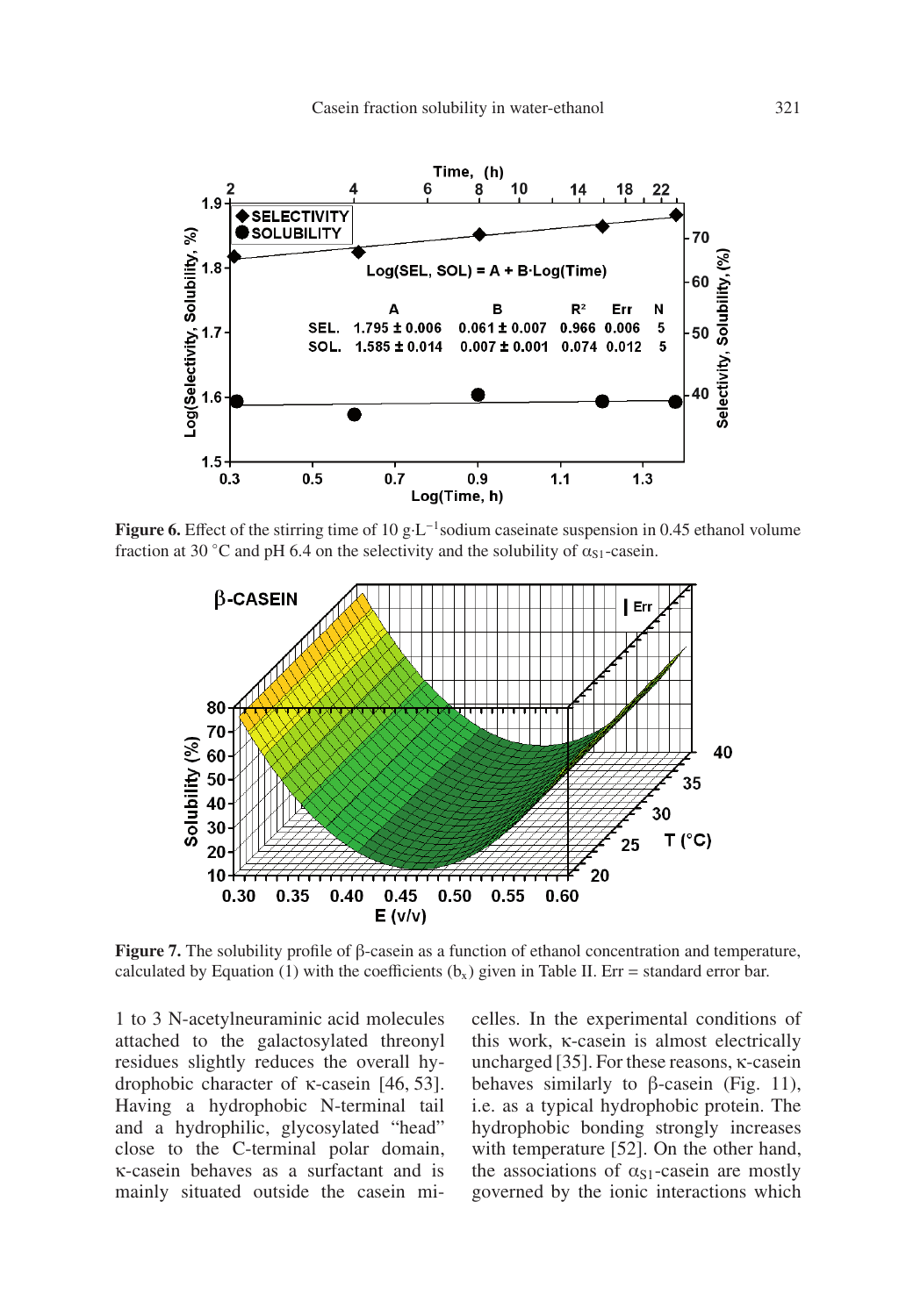**Figure 6.** Effect of the stirring time of 10 g·L$^{-1}$ sodium caseinate suspension in 0.45 ethanol volume fraction at 30 °C and pH 6.4 on the selectivity and the solubility of $\alpha_{S1}$-casein.

**Figure 7.** The solubility profile of β-casein as a function of ethanol concentration and temperature, calculated by Equation (1) with the coefficients ($b_x$) given in Table II. Err = standard error bar.

1 to 3 N-acetylneuraminic acid molecules attached to the galactosylated threonyl residues slightly reduces the overall hydrophobic character of κ-casein [46, 53]. Having a hydrophobic N-terminal tail and a hydrophilic, glycosylated "head" close to the C-terminal polar domain, κ-casein behaves as a surfactant and is mainly situated outside the casein micelles. In the experimental conditions of this work, κ-casein is almost electrically uncharged [35]. For these reasons, κ-casein behaves similarly to β-casein (Fig. 11), i.e. as a typical hydrophobic protein. The hydrophobic bonding strongly increases with temperature [52]. On the other hand, the associations of $\alpha_{S1}$-casein are mostly governed by the ionic interactions which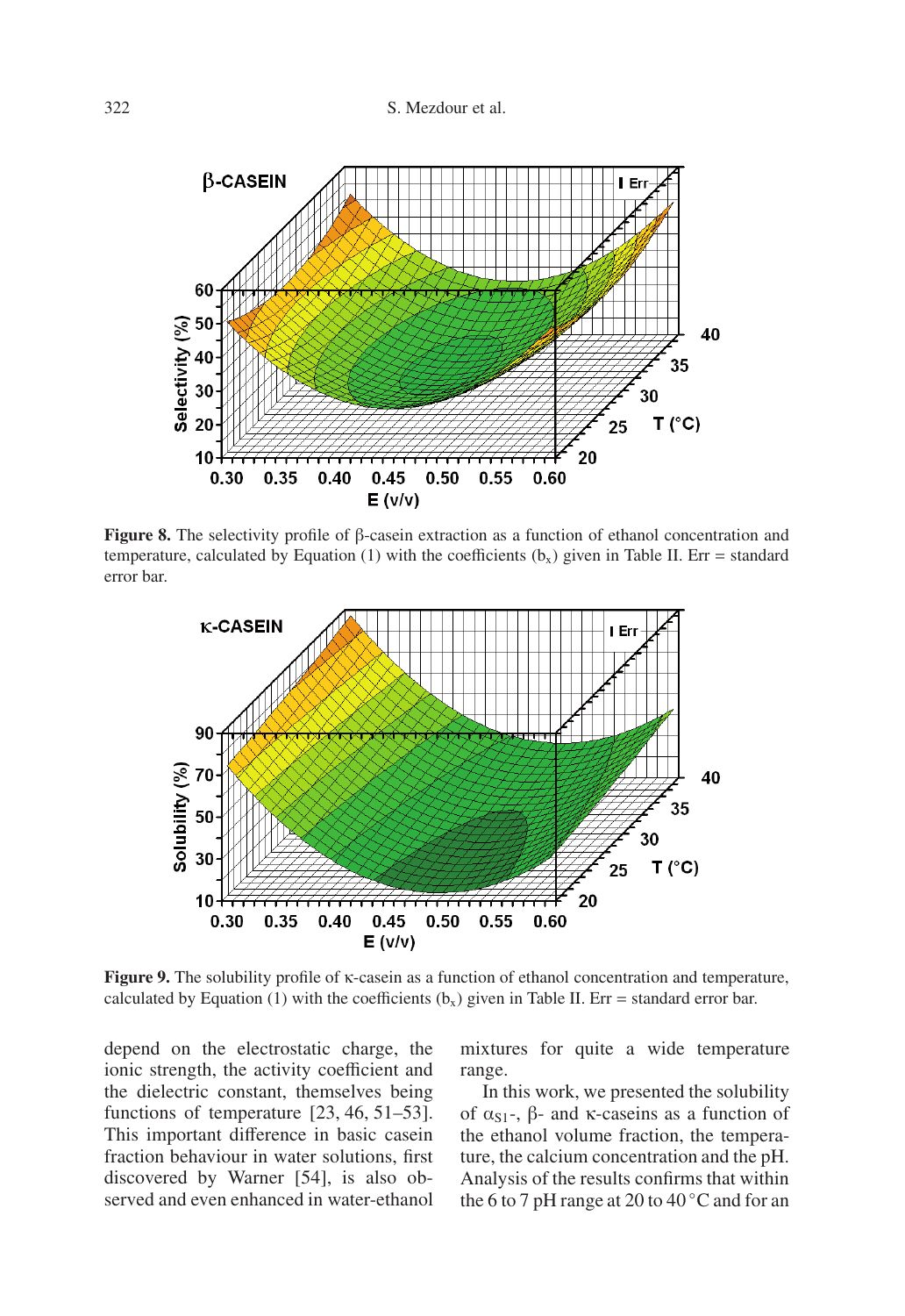**Figure 8.** The selectivity profile of β-casein extraction as a function of ethanol concentration and temperature, calculated by Equation (1) with the coefficients ($b_x$) given in Table II. Err = standard error bar.

**Figure 9.** The solubility profile of κ-casein as a function of ethanol concentration and temperature, calculated by Equation (1) with the coefficients ($b_x$) given in Table II. Err = standard error bar.

depend on the electrostatic charge, the ionic strength, the activity coefficient and the dielectric constant, themselves being functions of temperature [23, 46, 51–53]. This important difference in basic casein fraction behaviour in water solutions, first discovered by Warner [54], is also observed and even enhanced in water-ethanol mixtures for quite a wide temperature range.

In this work, we presented the solubility of $\alpha_{S1}$-, β- and κ-caseins as a function of the ethanol volume fraction, the temperature, the calcium concentration and the pH. Analysis of the results confirms that within the 6 to 7 pH range at 20 to 40 °C and for an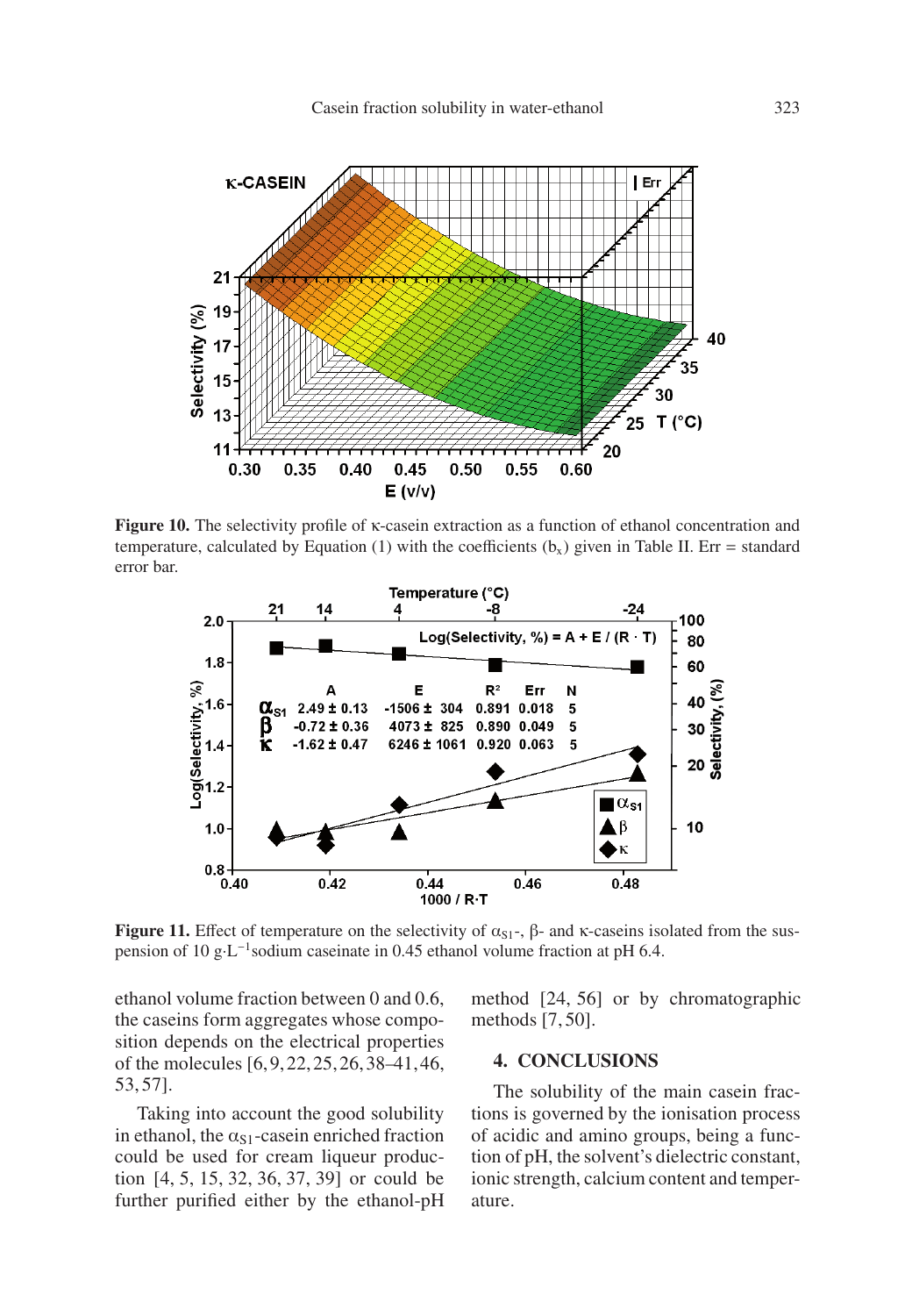**Figure 10.** The selectivity profile of κ-casein extraction as a function of ethanol concentration and temperature, calculated by Equation (1) with the coefficients ($b_x$) given in Table II. Err = standard error bar.

**Figure 11.** Effect of temperature on the selectivity of $\alpha_{S1}$-, β- and κ-caseins isolated from the suspension of 10 $g \cdot L^{-1}$ sodium caseinate in 0.45 ethanol volume fraction at pH 6.4.

ethanol volume fraction between 0 and 0.6, the caseins form aggregates whose composition depends on the electrical properties of the molecules [6, 9, 22, 25, 26, 38–41, 46, 53, 57].

Taking into account the good solubility in ethanol, the $\alpha_{S1}$-casein enriched fraction could be used for cream liqueur production [4, 5, 15, 32, 36, 37, 39] or could be further purified either by the ethanol-pH method [24, 56] or by chromatographic methods [7, 50].

## 4. CONCLUSIONS

The solubility of the main casein fractions is governed by the ionisation process of acidic and amino groups, being a function of pH, the solvent's dielectric constant, ionic strength, calcium content and temperature.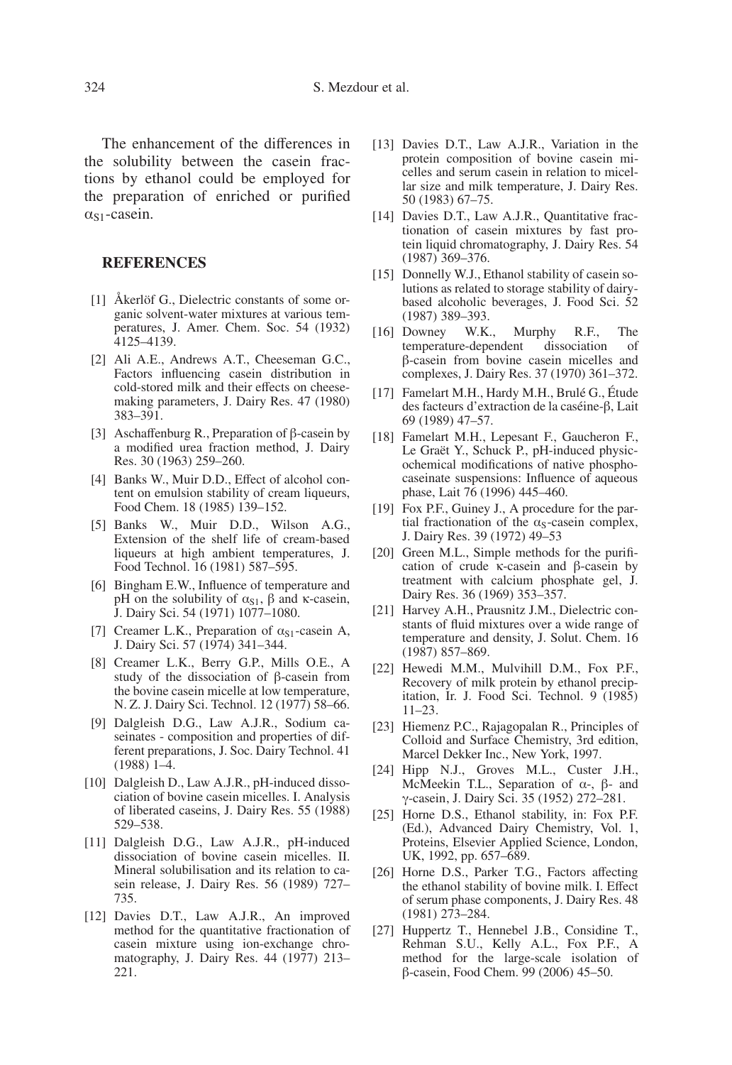The enhancement of the differences in the solubility between the casein fractions by ethanol could be employed for the preparation of enriched or purified $\alpha_{S1}$-casein.

## REFERENCES

[1] Åkerlöf G., Dielectric constants of some organic solvent-water mixtures at various temperatures, J. Amer. Chem. Soc. 54 (1932) 4125–4139.

[2] Ali A.E., Andrews A.T., Cheeseman G.C., Factors influencing casein distribution in cold-stored milk and their effects on cheese-making parameters, J. Dairy Res. 47 (1980) 383–391.

[3] Aschaffenburg R., Preparation of β-casein by a modified urea fraction method, J. Dairy Res. 30 (1963) 259–260.

[4] Banks W., Muir D.D., Effect of alcohol content on emulsion stability of cream liqueurs, Food Chem. 18 (1985) 139–152.

[5] Banks W., Muir D.D., Wilson A.G., Extension of the shelf life of cream-based liqueurs at high ambient temperatures, J. Food Technol. 16 (1981) 587–595.

[6] Bingham E.W., Influence of temperature and pH on the solubility of $\alpha_{S1}$, β and κ-casein, J. Dairy Sci. 54 (1971) 1077–1080.

[7] Creamer L.K., Preparation of $\alpha_{S1}$-casein A, J. Dairy Sci. 57 (1974) 341–344.

[8] Creamer L.K., Berry G.P., Mills O.E., A study of the dissociation of β-casein from the bovine casein micelle at low temperature, N. Z. J. Dairy Sci. Technol. 12 (1977) 58–66.

[9] Dalgleish D.G., Law A.J.R., Sodium caseinates - composition and properties of different preparations, J. Soc. Dairy Technol. 41 (1988) 1–4.

[10] Dalgleish D., Law A.J.R., pH-induced dissociation of bovine casein micelles. I. Analysis of liberated caseins, J. Dairy Res. 55 (1988) 529–538.

[11] Dalgleish D.G., Law A.J.R., pH-induced dissociation of bovine casein micelles. II. Mineral solubilisation and its relation to casein release, J. Dairy Res. 56 (1989) 727–735.

[12] Davies D.T., Law A.J.R., An improved method for the quantitative fractionation of casein mixture using ion-exchange chromatography, J. Dairy Res. 44 (1977) 213–221.

[13] Davies D.T., Law A.J.R., Variation in the protein composition of bovine casein micelles and serum casein in relation to micellar size and milk temperature, J. Dairy Res. 50 (1983) 67–75.

[14] Davies D.T., Law A.J.R., Quantitative fractionation of casein mixtures by fast protein liquid chromatography, J. Dairy Res. 54 (1987) 369–376.

[15] Donnelly W.J., Ethanol stability of casein solutions as related to storage stability of dairy-based alcoholic beverages, J. Food Sci. 52 (1987) 389–393.

[16] Downey W.K., Murphy R.F., The temperature-dependent dissociation of β-casein from bovine casein micelles and complexes, J. Dairy Res. 37 (1970) 361–372.

[17] Famelart M.H., Hardy M.H., Brulé G., Étude des facteurs d'extraction de la caséine-β, Lait 69 (1989) 47–57.

[18] Famelart M.H., Lepesant F., Gaucheron F., Le Graët Y., Schuck P., pH-induced physicochemical modifications of native phosphocaseinate suspensions: Influence of aqueous phase, Lait 76 (1996) 445–460.

[19] Fox P.F., Guiney J., A procedure for the partial fractionation of the $\alpha_S$-casein complex, J. Dairy Res. 39 (1972) 49–53

[20] Green M.L., Simple methods for the purification of crude κ-casein and β-casein by treatment with calcium phosphate gel, J. Dairy Res. 36 (1969) 353–357.

[21] Harvey A.H., Prausnitz J.M., Dielectric constants of fluid mixtures over a wide range of temperature and density, J. Solut. Chem. 16 (1987) 857–869.

[22] Hewedi M.M., Mulvihill D.M., Fox P.F., Recovery of milk protein by ethanol precipitation, Ir. J. Food Sci. Technol. 9 (1985) 11–23.

[23] Hiemenz P.C., Rajagopalan R., Principles of Colloid and Surface Chemistry, 3rd edition, Marcel Dekker Inc., New York, 1997.

[24] Hipp N.J., Groves M.L., Custer J.H., McMeekin T.L., Separation of α-, β- and γ-casein, J. Dairy Sci. 35 (1952) 272–281.

[25] Horne D.S., Ethanol stability, in: Fox P.F. (Ed.), Advanced Dairy Chemistry, Vol. 1, Proteins, Elsevier Applied Science, London, UK, 1992, pp. 657–689.

[26] Horne D.S., Parker T.G., Factors affecting the ethanol stability of bovine milk. I. Effect of serum phase components, J. Dairy Res. 48 (1981) 273–284.

[27] Huppertz T., Hennebel J.B., Considine T., Rehman S.U., Kelly A.L., Fox P.F., A method for the large-scale isolation of β-casein, Food Chem. 99 (2006) 45–50.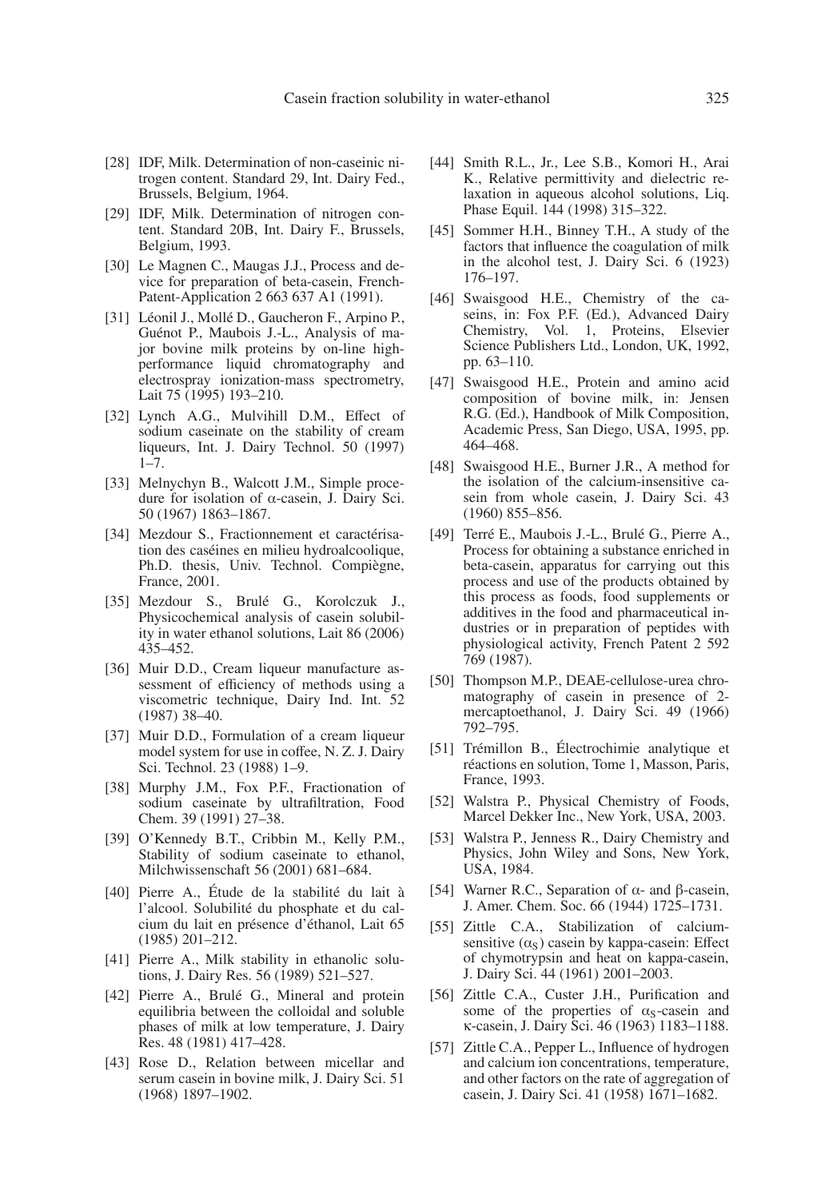[28] IDF, Milk. Determination of non-caseinic nitrogen content. Standard 29, Int. Dairy Fed., Brussels, Belgium, 1964.

[29] IDF, Milk. Determination of nitrogen content. Standard 20B, Int. Dairy F., Brussels, Belgium, 1993.

[30] Le Magnen C., Maugas J.J., Process and device for preparation of beta-casein, French-Patent-Application 2 663 637 A1 (1991).

[31] Léonil J., Mollé D., Gaucheron F., Arpino P., Guénot P., Maubois J.-L., Analysis of major bovine milk proteins by on-line high-performance liquid chromatography and electrospray ionization-mass spectrometry, Lait 75 (1995) 193–210.

[32] Lynch A.G., Mulvihill D.M., Effect of sodium caseinate on the stability of cream liqueurs, Int. J. Dairy Technol. 50 (1997) 1–7.

[33] Melnychyn B., Walcott J.M., Simple procedure for isolation of α-casein, J. Dairy Sci. 50 (1967) 1863–1867.

[34] Mezdour S., Fractionnement et caractérisation des caséines en milieu hydroalcoolique, Ph.D. thesis, Univ. Technol. Compiègne, France, 2001.

[35] Mezdour S., Brulé G., Korolczuk J., Physicochemical analysis of casein solubility in water ethanol solutions, Lait 86 (2006) 435–452.

[36] Muir D.D., Cream liqueur manufacture assessment of efficiency of methods using a viscometric technique, Dairy Ind. Int. 52 (1987) 38–40.

[37] Muir D.D., Formulation of a cream liqueur model system for use in coffee, N. Z. J. Dairy Sci. Technol. 23 (1988) 1–9.

[38] Murphy J.M., Fox P.F., Fractionation of sodium caseinate by ultrafiltration, Food Chem. 39 (1991) 27–38.

[39] O'Kennedy B.T., Cribbin M., Kelly P.M., Stability of sodium caseinate to ethanol, Milchwissenschaft 56 (2001) 681–684.

[40] Pierre A., Étude de la stabilité du lait à l'alcool. Solubilité du phosphate et du calcium du lait en présence d'éthanol, Lait 65 (1985) 201–212.

[41] Pierre A., Milk stability in ethanolic solutions, J. Dairy Res. 56 (1989) 521–527.

[42] Pierre A., Brulé G., Mineral and protein equilibria between the colloidal and soluble phases of milk at low temperature, J. Dairy Res. 48 (1981) 417–428.

[43] Rose D., Relation between micellar and serum casein in bovine milk, J. Dairy Sci. 51 (1968) 1897–1902.

[44] Smith R.L., Jr., Lee S.B., Komori H., Arai K., Relative permittivity and dielectric relaxation in aqueous alcohol solutions, Liq. Phase Equil. 144 (1998) 315–322.

[45] Sommer H.H., Binney T.H., A study of the factors that influence the coagulation of milk in the alcohol test, J. Dairy Sci. 6 (1923) 176–197.

[46] Swaisgood H.E., Chemistry of the caseins, in: Fox P.F. (Ed.), Advanced Dairy Chemistry, Vol. 1, Proteins, Elsevier Science Publishers Ltd., London, UK, 1992, pp. 63–110.

[47] Swaisgood H.E., Protein and amino acid composition of bovine milk, in: Jensen R.G. (Ed.), Handbook of Milk Composition, Academic Press, San Diego, USA, 1995, pp. 464–468.

[48] Swaisgood H.E., Burner J.R., A method for the isolation of the calcium-insensitive casein from whole casein, J. Dairy Sci. 43 (1960) 855–856.

[49] Terré E., Maubois J.-L., Brulé G., Pierre A., Process for obtaining a substance enriched in beta-casein, apparatus for carrying out this process and use of the products obtained by this process as foods, food supplements or additives in the food and pharmaceutical industries or in preparation of peptides with physiological activity, French Patent 2 592 769 (1987).

[50] Thompson M.P., DEAE-cellulose-urea chromatography of casein in presence of 2-mercaptoethanol, J. Dairy Sci. 49 (1966) 792–795.

[51] Trémillon B., Électrochimie analytique et réactions en solution, Tome 1, Masson, Paris, France, 1993.

[52] Walstra P., Physical Chemistry of Foods, Marcel Dekker Inc., New York, USA, 2003.

[53] Walstra P., Jenness R., Dairy Chemistry and Physics, John Wiley and Sons, New York, USA, 1984.

[54] Warner R.C., Separation of α- and β-casein, J. Amer. Chem. Soc. 66 (1944) 1725–1731.

[55] Zittle C.A., Stabilization of calcium-sensitive ($\alpha_S$) casein by kappa-casein: Effect of chymotrypsin and heat on kappa-casein, J. Dairy Sci. 44 (1961) 2001–2003.

[56] Zittle C.A., Custer J.H., Purification and some of the properties of $\alpha_S$-casein and κ-casein, J. Dairy Sci. 46 (1963) 1183–1188.

[57] Zittle C.A., Pepper L., Influence of hydrogen and calcium ion concentrations, temperature, and other factors on the rate of aggregation of casein, J. Dairy Sci. 41 (1958) 1671–1682.